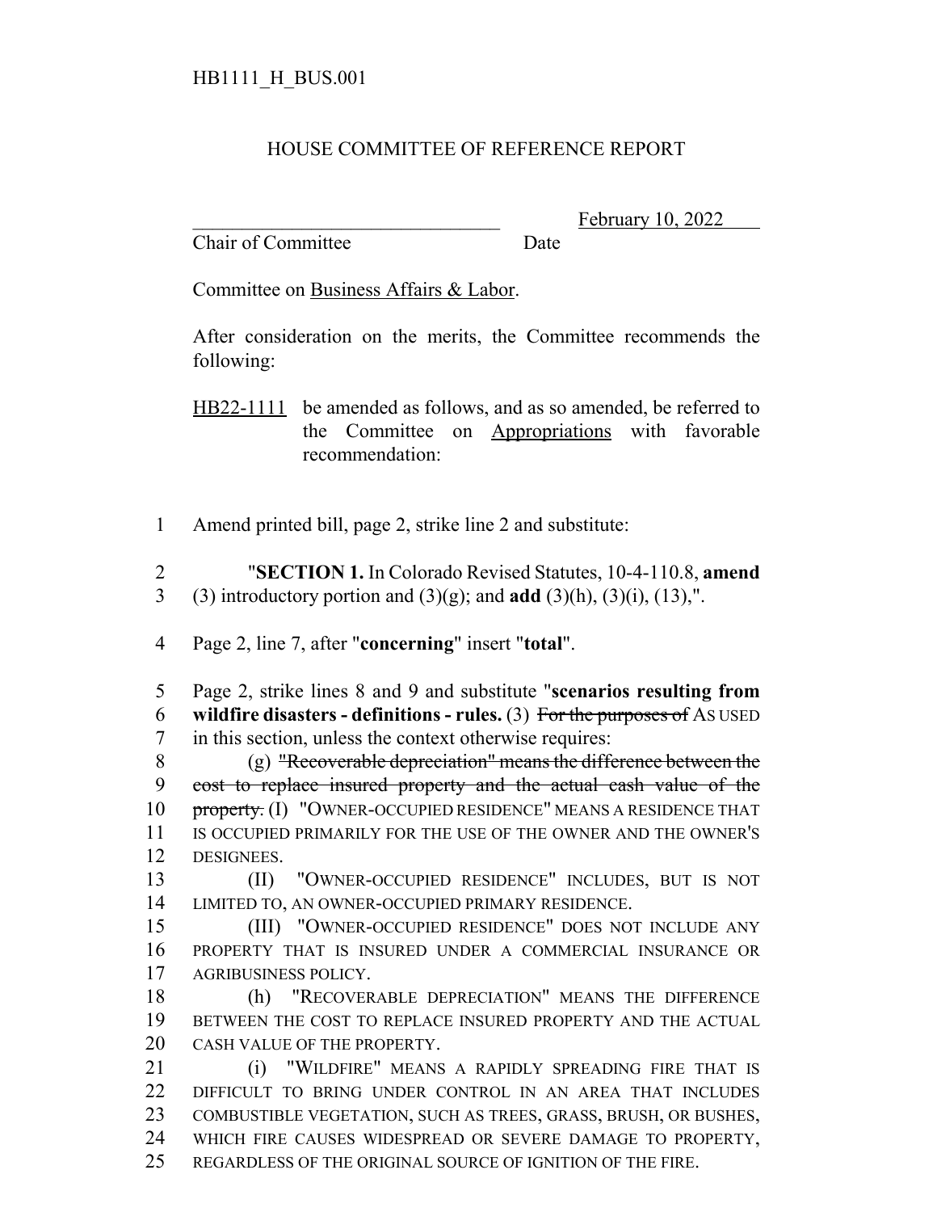HB1111_H_BUS.001

# HOUSE COMMITTEE OF REFERENCE REPORT

_________________________________ February 10, 2022
Chair of Committee Date

Committee on Business Affairs & Labor.

After consideration on the merits, the Committee recommends the following:

HB22-1111 be amended as follows, and as so amended, be referred to the Committee on Appropriations with favorable recommendation:

1 Amend printed bill, page 2, strike line 2 and substitute:

2 "**SECTION 1.** In Colorado Revised Statutes, 10-4-110.8, **amend**
3 (3) introductory portion and (3)(g); and **add** (3)(h), (3)(i), (13),".

4 Page 2, line 7, after "**concerning**" insert "**total**".

5 Page 2, strike lines 8 and 9 and substitute "**scenarios resulting from**
6 **wildfire disasters - definitions - rules.** (3) ~~For the purposes of~~ AS USED
7 in this section, unless the context otherwise requires:

8 (g) ~~"Recoverable depreciation" means the difference between the~~
9 ~~cost to replace insured property and the actual cash value of the~~
10 ~~property.~~ (I) "OWNER-OCCUPIED RESIDENCE" MEANS A RESIDENCE THAT
11 IS OCCUPIED PRIMARILY FOR THE USE OF THE OWNER AND THE OWNER'S
12 DESIGNEES.

13 (II) "OWNER-OCCUPIED RESIDENCE" INCLUDES, BUT IS NOT
14 LIMITED TO, AN OWNER-OCCUPIED PRIMARY RESIDENCE.

15 (III) "OWNER-OCCUPIED RESIDENCE" DOES NOT INCLUDE ANY
16 PROPERTY THAT IS INSURED UNDER A COMMERCIAL INSURANCE OR
17 AGRIBUSINESS POLICY.

18 (h) "RECOVERABLE DEPRECIATION" MEANS THE DIFFERENCE
19 BETWEEN THE COST TO REPLACE INSURED PROPERTY AND THE ACTUAL
20 CASH VALUE OF THE PROPERTY.

21 (i) "WILDFIRE" MEANS A RAPIDLY SPREADING FIRE THAT IS
22 DIFFICULT TO BRING UNDER CONTROL IN AN AREA THAT INCLUDES
23 COMBUSTIBLE VEGETATION, SUCH AS TREES, GRASS, BRUSH, OR BUSHES,
24 WHICH FIRE CAUSES WIDESPREAD OR SEVERE DAMAGE TO PROPERTY,
25 REGARDLESS OF THE ORIGINAL SOURCE OF IGNITION OF THE FIRE.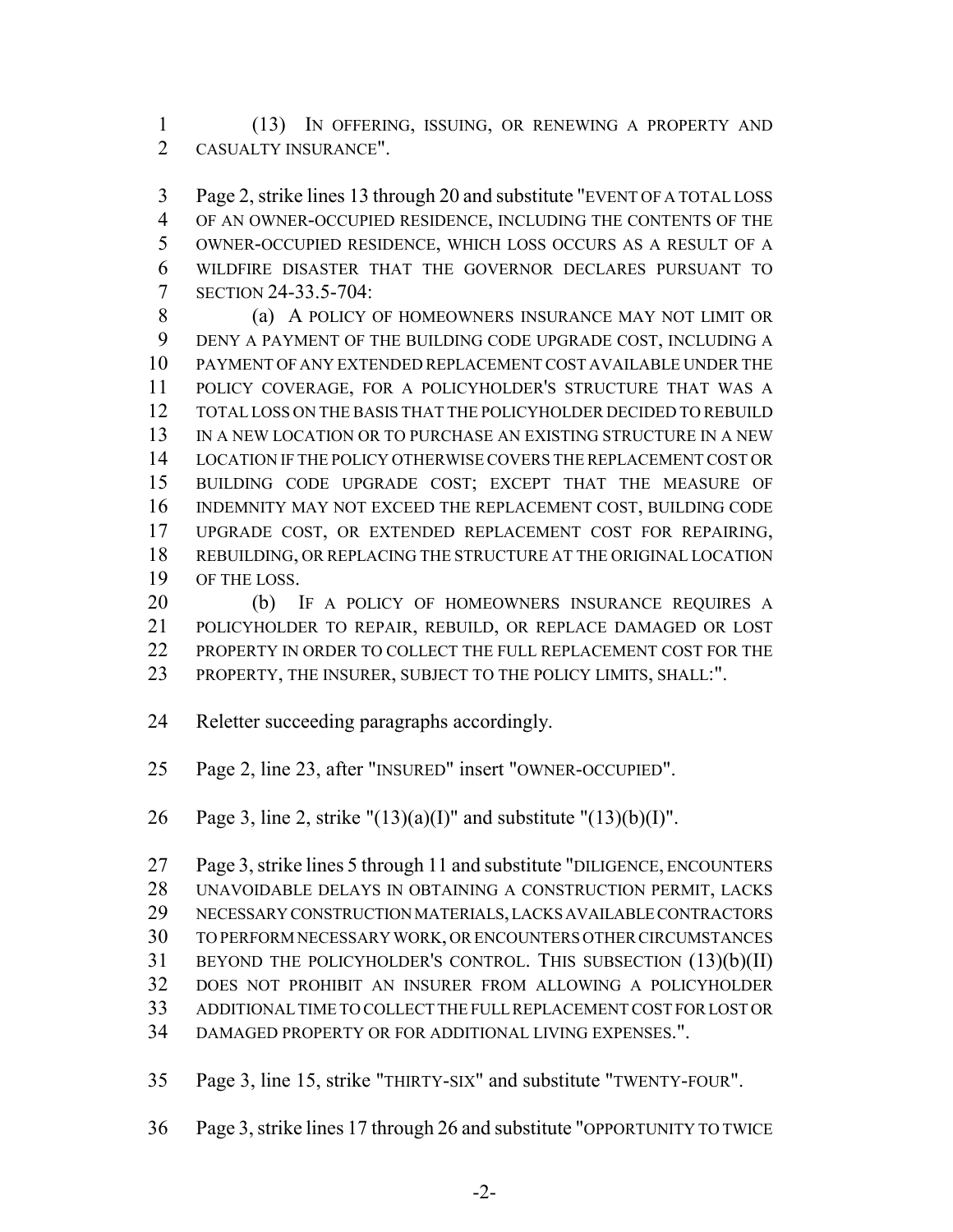(13) IN OFFERING, ISSUING, OR RENEWING A PROPERTY AND CASUALTY INSURANCE".

Page 2, strike lines 13 through 20 and substitute "EVENT OF A TOTAL LOSS OF AN OWNER-OCCUPIED RESIDENCE, INCLUDING THE CONTENTS OF THE OWNER-OCCUPIED RESIDENCE, WHICH LOSS OCCURS AS A RESULT OF A WILDFIRE DISASTER THAT THE GOVERNOR DECLARES PURSUANT TO SECTION 24-33.5-704:

(a) A POLICY OF HOMEOWNERS INSURANCE MAY NOT LIMIT OR DENY A PAYMENT OF THE BUILDING CODE UPGRADE COST, INCLUDING A PAYMENT OF ANY EXTENDED REPLACEMENT COST AVAILABLE UNDER THE POLICY COVERAGE, FOR A POLICYHOLDER'S STRUCTURE THAT WAS A TOTAL LOSS ON THE BASIS THAT THE POLICYHOLDER DECIDED TO REBUILD IN A NEW LOCATION OR TO PURCHASE AN EXISTING STRUCTURE IN A NEW LOCATION IF THE POLICY OTHERWISE COVERS THE REPLACEMENT COST OR BUILDING CODE UPGRADE COST; EXCEPT THAT THE MEASURE OF INDEMNITY MAY NOT EXCEED THE REPLACEMENT COST, BUILDING CODE UPGRADE COST, OR EXTENDED REPLACEMENT COST FOR REPAIRING, REBUILDING, OR REPLACING THE STRUCTURE AT THE ORIGINAL LOCATION OF THE LOSS.

(b) IF A POLICY OF HOMEOWNERS INSURANCE REQUIRES A POLICYHOLDER TO REPAIR, REBUILD, OR REPLACE DAMAGED OR LOST PROPERTY IN ORDER TO COLLECT THE FULL REPLACEMENT COST FOR THE PROPERTY, THE INSURER, SUBJECT TO THE POLICY LIMITS, SHALL:".

Reletter succeeding paragraphs accordingly.

Page 2, line 23, after "INSURED" insert "OWNER-OCCUPIED".

Page 3, line 2, strike "(13)(a)(I)" and substitute "(13)(b)(I)".

Page 3, strike lines 5 through 11 and substitute "DILIGENCE, ENCOUNTERS UNAVOIDABLE DELAYS IN OBTAINING A CONSTRUCTION PERMIT, LACKS NECESSARY CONSTRUCTION MATERIALS, LACKS AVAILABLE CONTRACTORS TO PERFORM NECESSARY WORK, OR ENCOUNTERS OTHER CIRCUMSTANCES BEYOND THE POLICYHOLDER'S CONTROL. THIS SUBSECTION (13)(b)(II) DOES NOT PROHIBIT AN INSURER FROM ALLOWING A POLICYHOLDER ADDITIONAL TIME TO COLLECT THE FULL REPLACEMENT COST FOR LOST OR DAMAGED PROPERTY OR FOR ADDITIONAL LIVING EXPENSES.".

Page 3, line 15, strike "THIRTY-SIX" and substitute "TWENTY-FOUR".

Page 3, strike lines 17 through 26 and substitute "OPPORTUNITY TO TWICE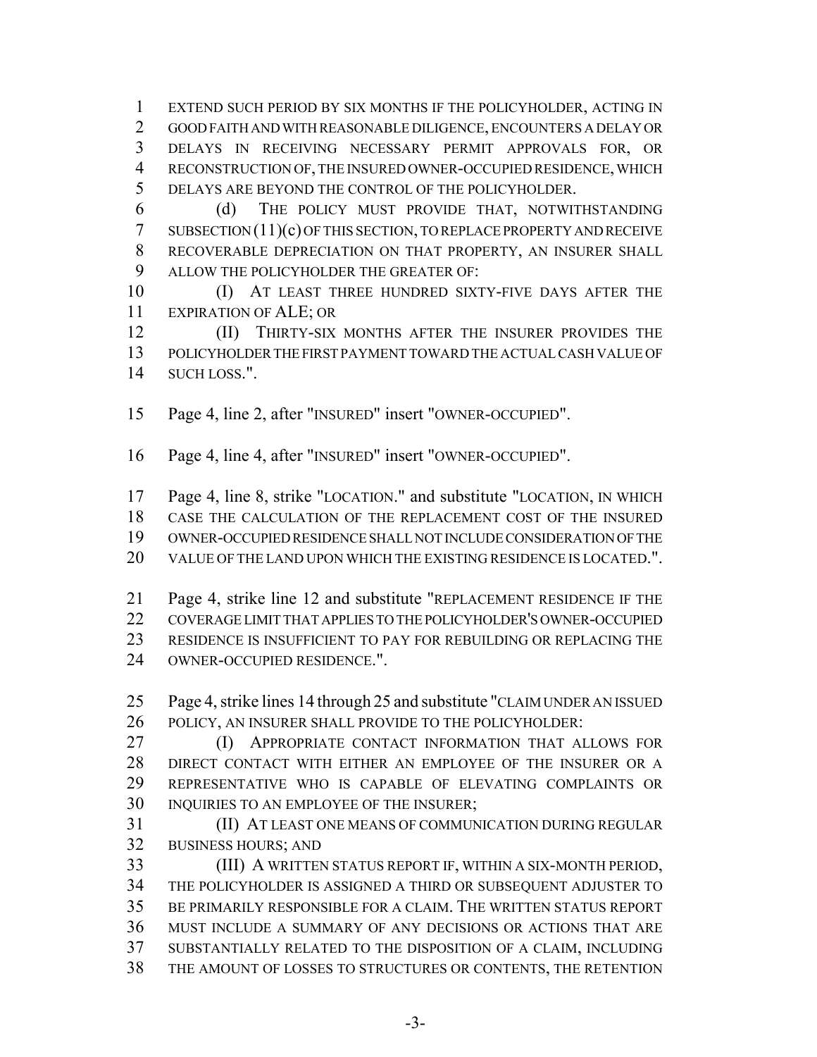EXTEND SUCH PERIOD BY SIX MONTHS IF THE POLICYHOLDER, ACTING IN GOOD FAITH AND WITH REASONABLE DILIGENCE, ENCOUNTERS A DELAY OR DELAYS IN RECEIVING NECESSARY PERMIT APPROVALS FOR, OR RECONSTRUCTION OF, THE INSURED OWNER-OCCUPIED RESIDENCE, WHICH DELAYS ARE BEYOND THE CONTROL OF THE POLICYHOLDER.

(d) THE POLICY MUST PROVIDE THAT, NOTWITHSTANDING SUBSECTION (11)(c) OF THIS SECTION, TO REPLACE PROPERTY AND RECEIVE RECOVERABLE DEPRECIATION ON THAT PROPERTY, AN INSURER SHALL ALLOW THE POLICYHOLDER THE GREATER OF:

(I) AT LEAST THREE HUNDRED SIXTY-FIVE DAYS AFTER THE EXPIRATION OF ALE; OR

(II) THIRTY-SIX MONTHS AFTER THE INSURER PROVIDES THE POLICYHOLDER THE FIRST PAYMENT TOWARD THE ACTUAL CASH VALUE OF SUCH LOSS.".

Page 4, line 2, after "INSURED" insert "OWNER-OCCUPIED".

Page 4, line 4, after "INSURED" insert "OWNER-OCCUPIED".

Page 4, line 8, strike "LOCATION." and substitute "LOCATION, IN WHICH CASE THE CALCULATION OF THE REPLACEMENT COST OF THE INSURED OWNER-OCCUPIED RESIDENCE SHALL NOT INCLUDE CONSIDERATION OF THE VALUE OF THE LAND UPON WHICH THE EXISTING RESIDENCE IS LOCATED.".

Page 4, strike line 12 and substitute "REPLACEMENT RESIDENCE IF THE COVERAGE LIMIT THAT APPLIES TO THE POLICYHOLDER'S OWNER-OCCUPIED RESIDENCE IS INSUFFICIENT TO PAY FOR REBUILDING OR REPLACING THE OWNER-OCCUPIED RESIDENCE.".

Page 4, strike lines 14 through 25 and substitute "CLAIM UNDER AN ISSUED POLICY, AN INSURER SHALL PROVIDE TO THE POLICYHOLDER:

(I) APPROPRIATE CONTACT INFORMATION THAT ALLOWS FOR DIRECT CONTACT WITH EITHER AN EMPLOYEE OF THE INSURER OR A REPRESENTATIVE WHO IS CAPABLE OF ELEVATING COMPLAINTS OR INQUIRIES TO AN EMPLOYEE OF THE INSURER;

(II) AT LEAST ONE MEANS OF COMMUNICATION DURING REGULAR BUSINESS HOURS; AND

(III) A WRITTEN STATUS REPORT IF, WITHIN A SIX-MONTH PERIOD, THE POLICYHOLDER IS ASSIGNED A THIRD OR SUBSEQUENT ADJUSTER TO BE PRIMARILY RESPONSIBLE FOR A CLAIM. THE WRITTEN STATUS REPORT MUST INCLUDE A SUMMARY OF ANY DECISIONS OR ACTIONS THAT ARE SUBSTANTIALLY RELATED TO THE DISPOSITION OF A CLAIM, INCLUDING THE AMOUNT OF LOSSES TO STRUCTURES OR CONTENTS, THE RETENTION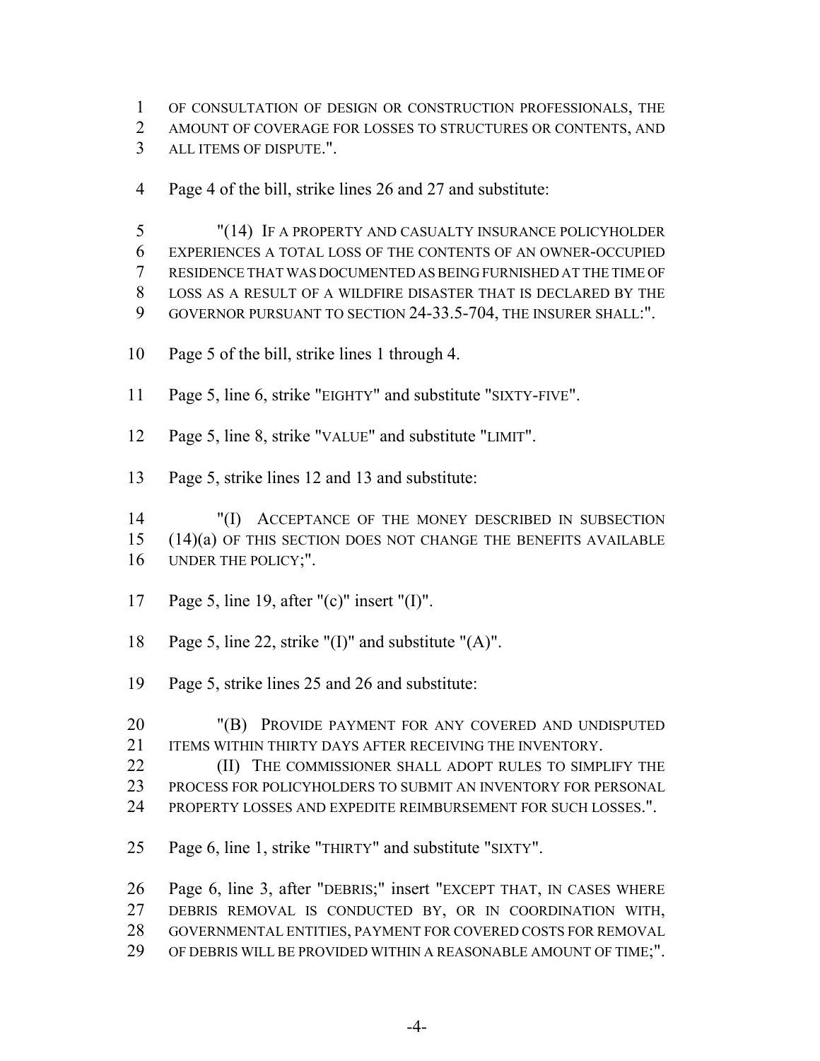1 OF CONSULTATION OF DESIGN OR CONSTRUCTION PROFESSIONALS, THE
2 AMOUNT OF COVERAGE FOR LOSSES TO STRUCTURES OR CONTENTS, AND
3 ALL ITEMS OF DISPUTE.".

4 Page 4 of the bill, strike lines 26 and 27 and substitute:

5 "(14) IF A PROPERTY AND CASUALTY INSURANCE POLICYHOLDER
6 EXPERIENCES A TOTAL LOSS OF THE CONTENTS OF AN OWNER-OCCUPIED
7 RESIDENCE THAT WAS DOCUMENTED AS BEING FURNISHED AT THE TIME OF
8 LOSS AS A RESULT OF A WILDFIRE DISASTER THAT IS DECLARED BY THE
9 GOVERNOR PURSUANT TO SECTION 24-33.5-704, THE INSURER SHALL:".

10 Page 5 of the bill, strike lines 1 through 4.

11 Page 5, line 6, strike "EIGHTY" and substitute "SIXTY-FIVE".

12 Page 5, line 8, strike "VALUE" and substitute "LIMIT".

13 Page 5, strike lines 12 and 13 and substitute:

14 "(I) ACCEPTANCE OF THE MONEY DESCRIBED IN SUBSECTION
15 (14)(a) OF THIS SECTION DOES NOT CHANGE THE BENEFITS AVAILABLE
16 UNDER THE POLICY;".

17 Page 5, line 19, after "(c)" insert "(I)".

18 Page 5, line 22, strike "(I)" and substitute "(A)".

19 Page 5, strike lines 25 and 26 and substitute:

20 "(B) PROVIDE PAYMENT FOR ANY COVERED AND UNDISPUTED
21 ITEMS WITHIN THIRTY DAYS AFTER RECEIVING THE INVENTORY.
22 (II) THE COMMISSIONER SHALL ADOPT RULES TO SIMPLIFY THE
23 PROCESS FOR POLICYHOLDERS TO SUBMIT AN INVENTORY FOR PERSONAL
24 PROPERTY LOSSES AND EXPEDITE REIMBURSEMENT FOR SUCH LOSSES.".

25 Page 6, line 1, strike "THIRTY" and substitute "SIXTY".

26 Page 6, line 3, after "DEBRIS;" insert "EXCEPT THAT, IN CASES WHERE
27 DEBRIS REMOVAL IS CONDUCTED BY, OR IN COORDINATION WITH,
28 GOVERNMENTAL ENTITIES, PAYMENT FOR COVERED COSTS FOR REMOVAL
29 OF DEBRIS WILL BE PROVIDED WITHIN A REASONABLE AMOUNT OF TIME;".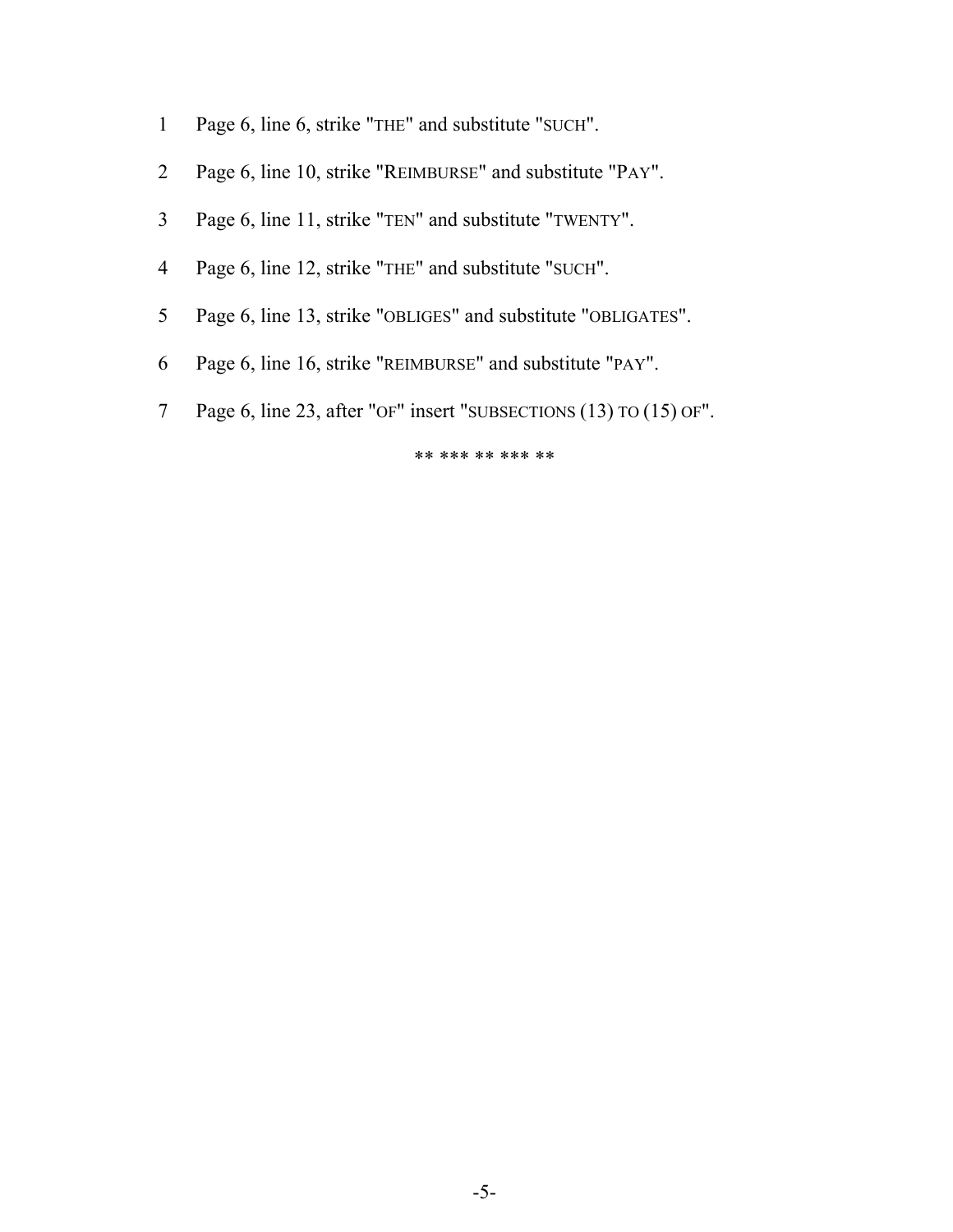1 Page 6, line 6, strike "THE" and substitute "SUCH".

2 Page 6, line 10, strike "REIMBURSE" and substitute "PAY".

3 Page 6, line 11, strike "TEN" and substitute "TWENTY".

4 Page 6, line 12, strike "THE" and substitute "SUCH".

5 Page 6, line 13, strike "OBLIGES" and substitute "OBLIGATES".

6 Page 6, line 16, strike "REIMBURSE" and substitute "PAY".

7 Page 6, line 23, after "OF" insert "SUBSECTIONS (13) TO (15) OF".

** *** ** *** **